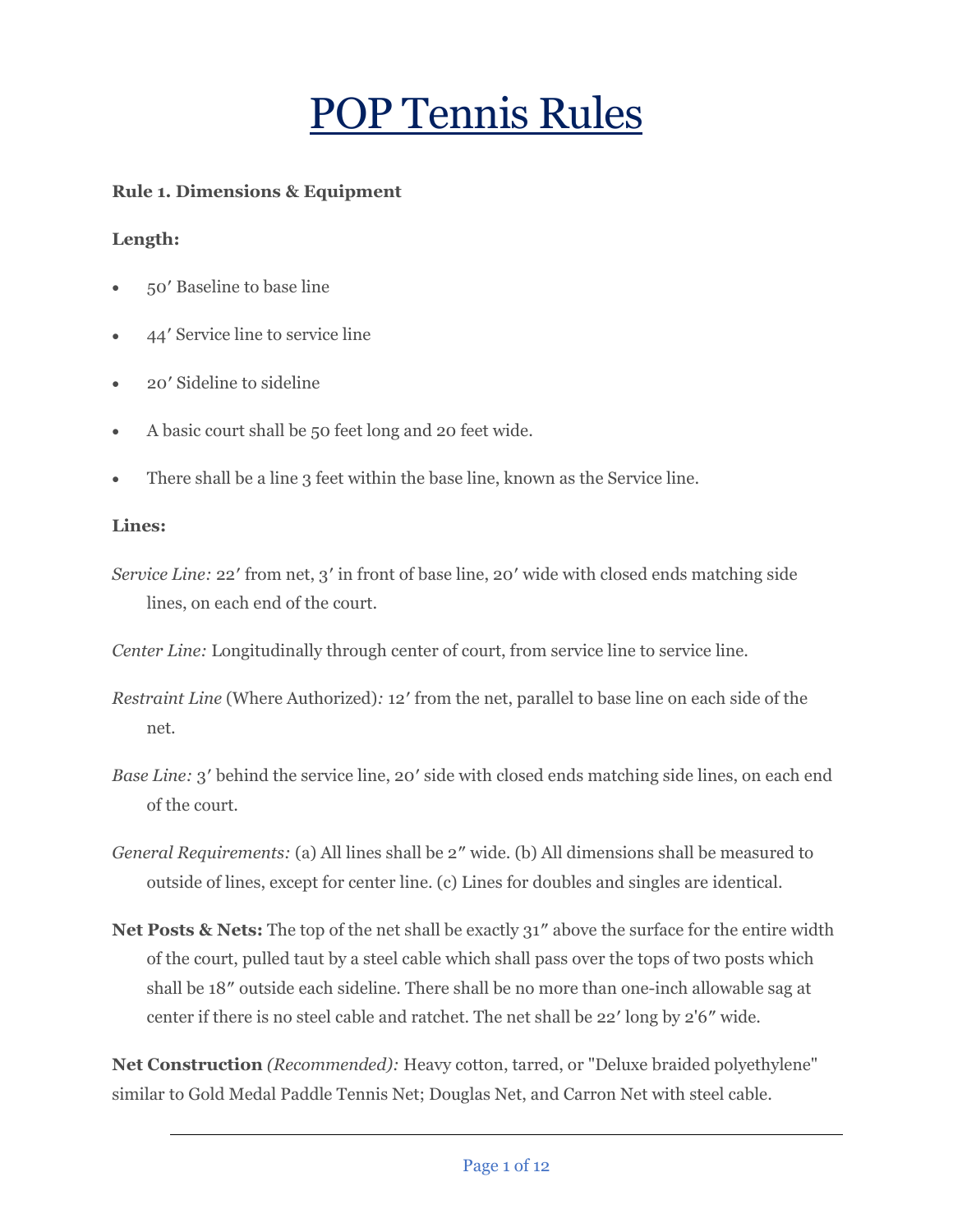# POP Tennis Rules

**Rule 1. Dimensions & Equipment**

**Length:**

- 50′ Baseline to base line
- 44′ Service line to service line
- 20′ Sideline to sideline
- A basic court shall be 50 feet long and 20 feet wide.
- There shall be a line 3 feet within the base line, known as the Service line.

**Lines:**

*Service Line:* 22′ from net, 3′ in front of base line, 20′ wide with closed ends matching side lines, on each end of the court.

*Center Line:* Longitudinally through center of court, from service line to service line.

*Restraint Line* (Where Authorized)*:* 12′ from the net, parallel to base line on each side of the net.

*Base Line:* 3′ behind the service line, 20′ side with closed ends matching side lines, on each end of the court.

*General Requirements:* (a) All lines shall be 2″ wide. (b) All dimensions shall be measured to outside of lines, except for center line. (c) Lines for doubles and singles are identical.

**Net Posts & Nets:** The top of the net shall be exactly 31″ above the surface for the entire width of the court, pulled taut by a steel cable which shall pass over the tops of two posts which shall be 18″ outside each sideline. There shall be no more than one-inch allowable sag at center if there is no steel cable and ratchet. The net shall be 22′ long by 2'6″ wide.

**Net Construction** *(Recommended):* Heavy cotton, tarred, or "Deluxe braided polyethylene" similar to Gold Medal Paddle Tennis Net; Douglas Net, and Carron Net with steel cable.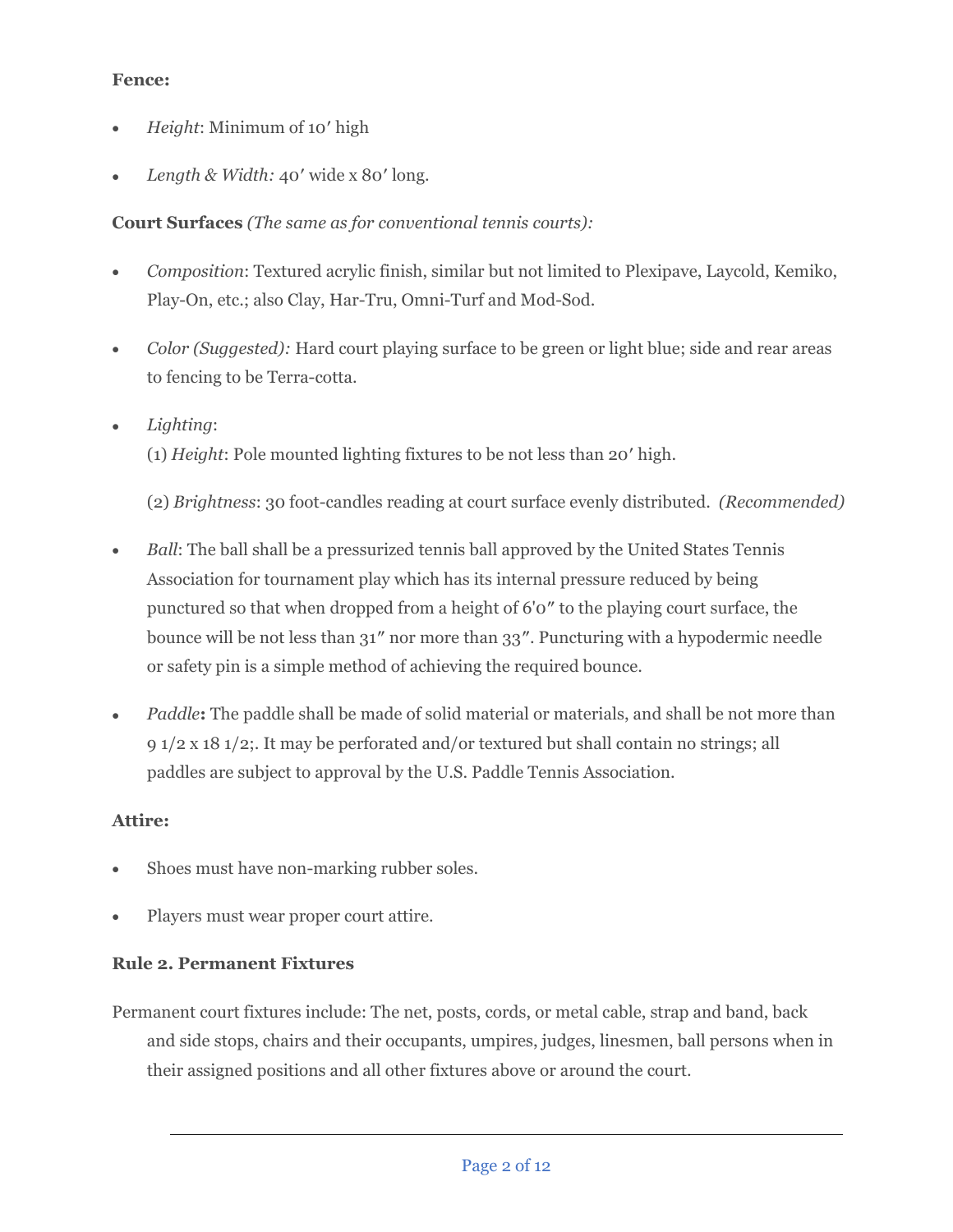**Fence:**

- *Height*: Minimum of 10′ high
- *Length & Width:* 40′ wide x 80′ long.

**Court Surfaces** *(The same as for conventional tennis courts):*

- *Composition*: Textured acrylic finish, similar but not limited to Plexipave, Laycold, Kemiko, Play-On, etc.; also Clay, Har-Tru, Omni-Turf and Mod-Sod.
- *Color (Suggested):* Hard court playing surface to be green or light blue; side and rear areas to fencing to be Terra-cotta.
- *Lighting*:

  (1) *Height*: Pole mounted lighting fixtures to be not less than 20′ high.

  (2) *Brightness*: 30 foot-candles reading at court surface evenly distributed. *(Recommended)*
- *Ball*: The ball shall be a pressurized tennis ball approved by the United States Tennis Association for tournament play which has its internal pressure reduced by being punctured so that when dropped from a height of 6'0″ to the playing court surface, the bounce will be not less than 31″ nor more than 33″. Puncturing with a hypodermic needle or safety pin is a simple method of achieving the required bounce.
- *Paddle***:** The paddle shall be made of solid material or materials, and shall be not more than 9 1/2 x 18 1/2;. It may be perforated and/or textured but shall contain no strings; all paddles are subject to approval by the U.S. Paddle Tennis Association.

**Attire:**

- Shoes must have non-marking rubber soles.
- Players must wear proper court attire.

**Rule 2. Permanent Fixtures**

Permanent court fixtures include: The net, posts, cords, or metal cable, strap and band, back and side stops, chairs and their occupants, umpires, judges, linesmen, ball persons when in their assigned positions and all other fixtures above or around the court.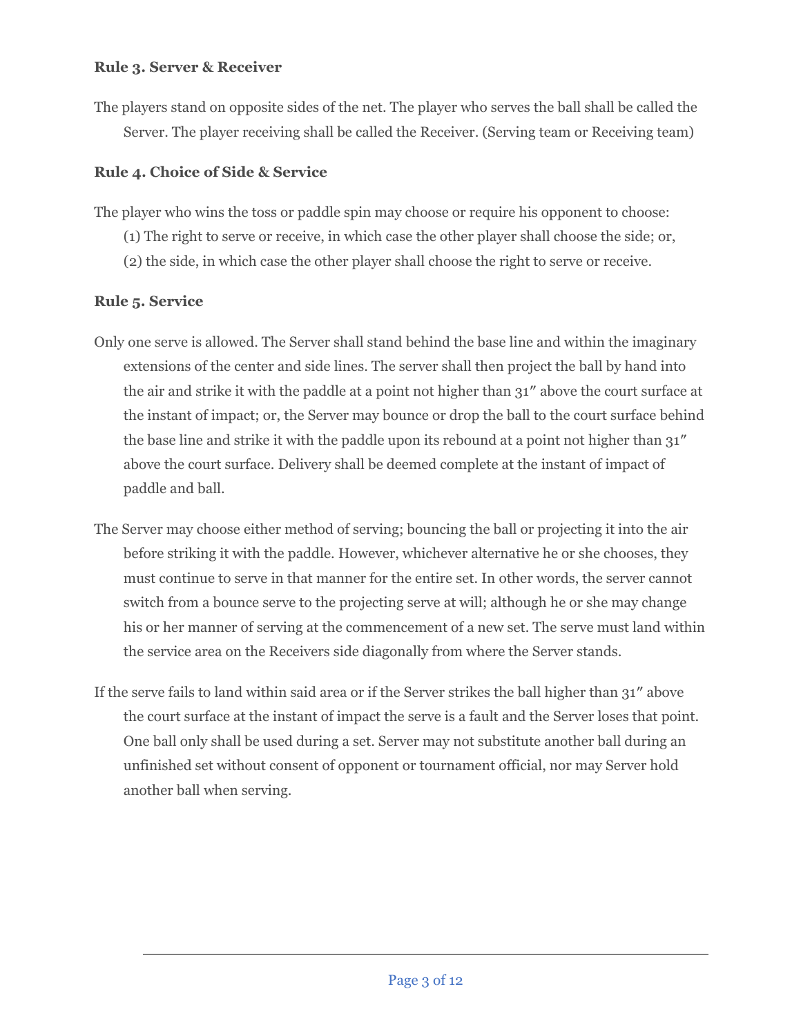**Rule 3. Server & Receiver**

The players stand on opposite sides of the net. The player who serves the ball shall be called the Server. The player receiving shall be called the Receiver. (Serving team or Receiving team)

**Rule 4. Choice of Side & Service**

The player who wins the toss or paddle spin may choose or require his opponent to choose:

(1) The right to serve or receive, in which case the other player shall choose the side; or,

(2) the side, in which case the other player shall choose the right to serve or receive.

**Rule 5. Service**

Only one serve is allowed. The Server shall stand behind the base line and within the imaginary extensions of the center and side lines. The server shall then project the ball by hand into the air and strike it with the paddle at a point not higher than 31″ above the court surface at the instant of impact; or, the Server may bounce or drop the ball to the court surface behind the base line and strike it with the paddle upon its rebound at a point not higher than 31″ above the court surface. Delivery shall be deemed complete at the instant of impact of paddle and ball.

The Server may choose either method of serving; bouncing the ball or projecting it into the air before striking it with the paddle. However, whichever alternative he or she chooses, they must continue to serve in that manner for the entire set. In other words, the server cannot switch from a bounce serve to the projecting serve at will; although he or she may change his or her manner of serving at the commencement of a new set. The serve must land within the service area on the Receivers side diagonally from where the Server stands.

If the serve fails to land within said area or if the Server strikes the ball higher than 31″ above the court surface at the instant of impact the serve is a fault and the Server loses that point. One ball only shall be used during a set. Server may not substitute another ball during an unfinished set without consent of opponent or tournament official, nor may Server hold another ball when serving.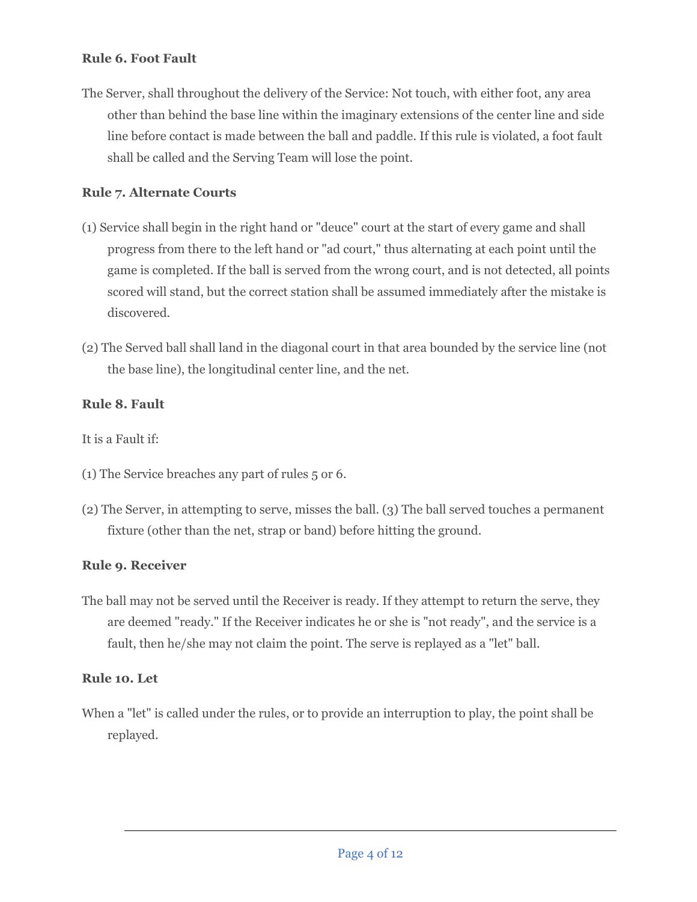**Rule 6. Foot Fault**

The Server, shall throughout the delivery of the Service: Not touch, with either foot, any area other than behind the base line within the imaginary extensions of the center line and side line before contact is made between the ball and paddle. If this rule is violated, a foot fault shall be called and the Serving Team will lose the point.

**Rule 7. Alternate Courts**

(1) Service shall begin in the right hand or "deuce" court at the start of every game and shall progress from there to the left hand or "ad court," thus alternating at each point until the game is completed. If the ball is served from the wrong court, and is not detected, all points scored will stand, but the correct station shall be assumed immediately after the mistake is discovered.

(2) The Served ball shall land in the diagonal court in that area bounded by the service line (not the base line), the longitudinal center line, and the net.

**Rule 8. Fault**

It is a Fault if:

(1) The Service breaches any part of rules 5 or 6.

(2) The Server, in attempting to serve, misses the ball. (3) The ball served touches a permanent fixture (other than the net, strap or band) before hitting the ground.

**Rule 9. Receiver**

The ball may not be served until the Receiver is ready. If they attempt to return the serve, they are deemed "ready." If the Receiver indicates he or she is "not ready", and the service is a fault, then he/she may not claim the point. The serve is replayed as a "let" ball.

**Rule 10. Let**

When a "let" is called under the rules, or to provide an interruption to play, the point shall be replayed.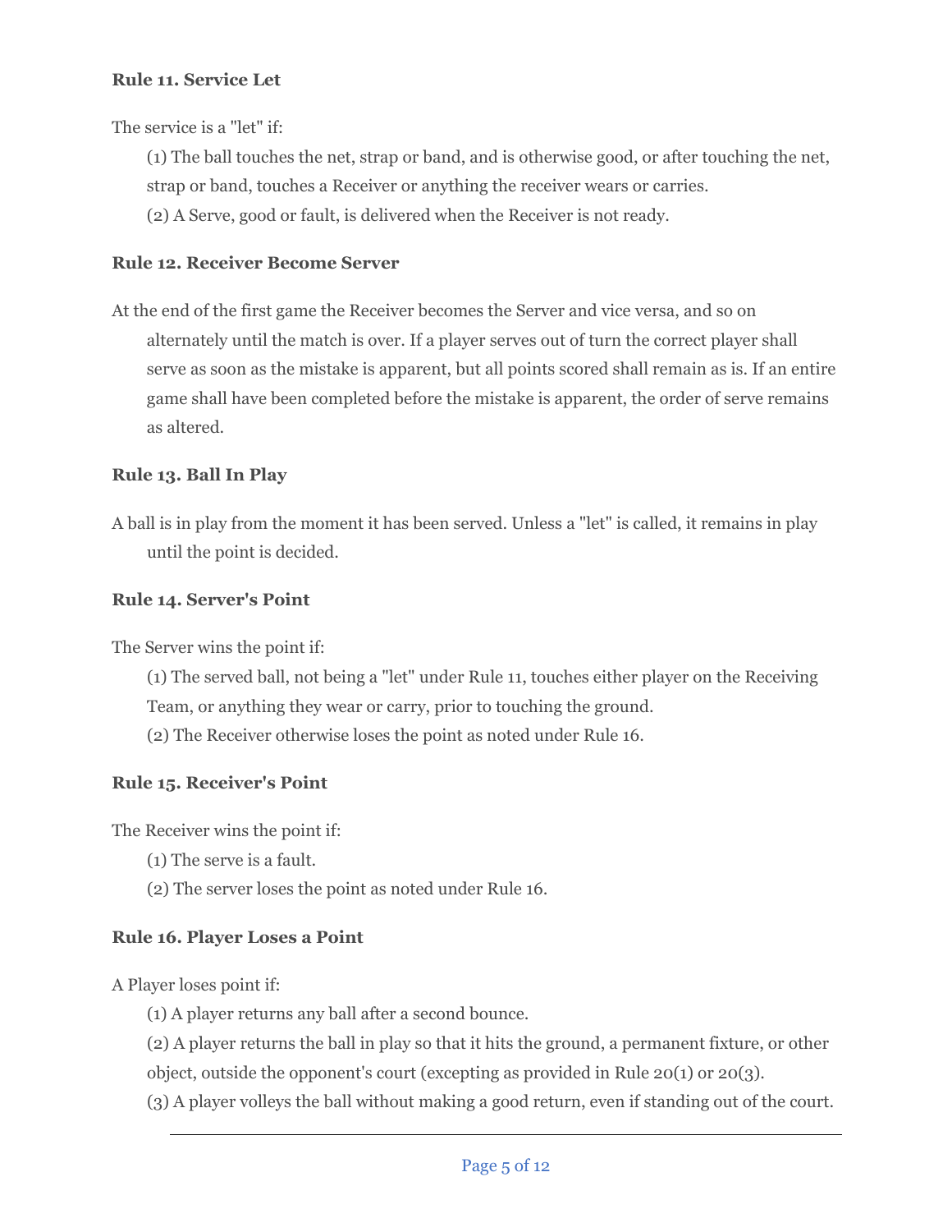**Rule 11. Service Let**

The service is a "let" if:

(1) The ball touches the net, strap or band, and is otherwise good, or after touching the net, strap or band, touches a Receiver or anything the receiver wears or carries.

(2) A Serve, good or fault, is delivered when the Receiver is not ready.

**Rule 12. Receiver Become Server**

At the end of the first game the Receiver becomes the Server and vice versa, and so on alternately until the match is over. If a player serves out of turn the correct player shall serve as soon as the mistake is apparent, but all points scored shall remain as is. If an entire game shall have been completed before the mistake is apparent, the order of serve remains as altered.

**Rule 13. Ball In Play**

A ball is in play from the moment it has been served. Unless a "let" is called, it remains in play until the point is decided.

**Rule 14. Server's Point**

The Server wins the point if:

(1) The served ball, not being a "let" under Rule 11, touches either player on the Receiving Team, or anything they wear or carry, prior to touching the ground.

(2) The Receiver otherwise loses the point as noted under Rule 16.

**Rule 15. Receiver's Point**

The Receiver wins the point if:

(1) The serve is a fault.

(2) The server loses the point as noted under Rule 16.

**Rule 16. Player Loses a Point**

A Player loses point if:

(1) A player returns any ball after a second bounce.

(2) A player returns the ball in play so that it hits the ground, a permanent fixture, or other object, outside the opponent's court (excepting as provided in Rule 20(1) or 20(3).

(3) A player volleys the ball without making a good return, even if standing out of the court.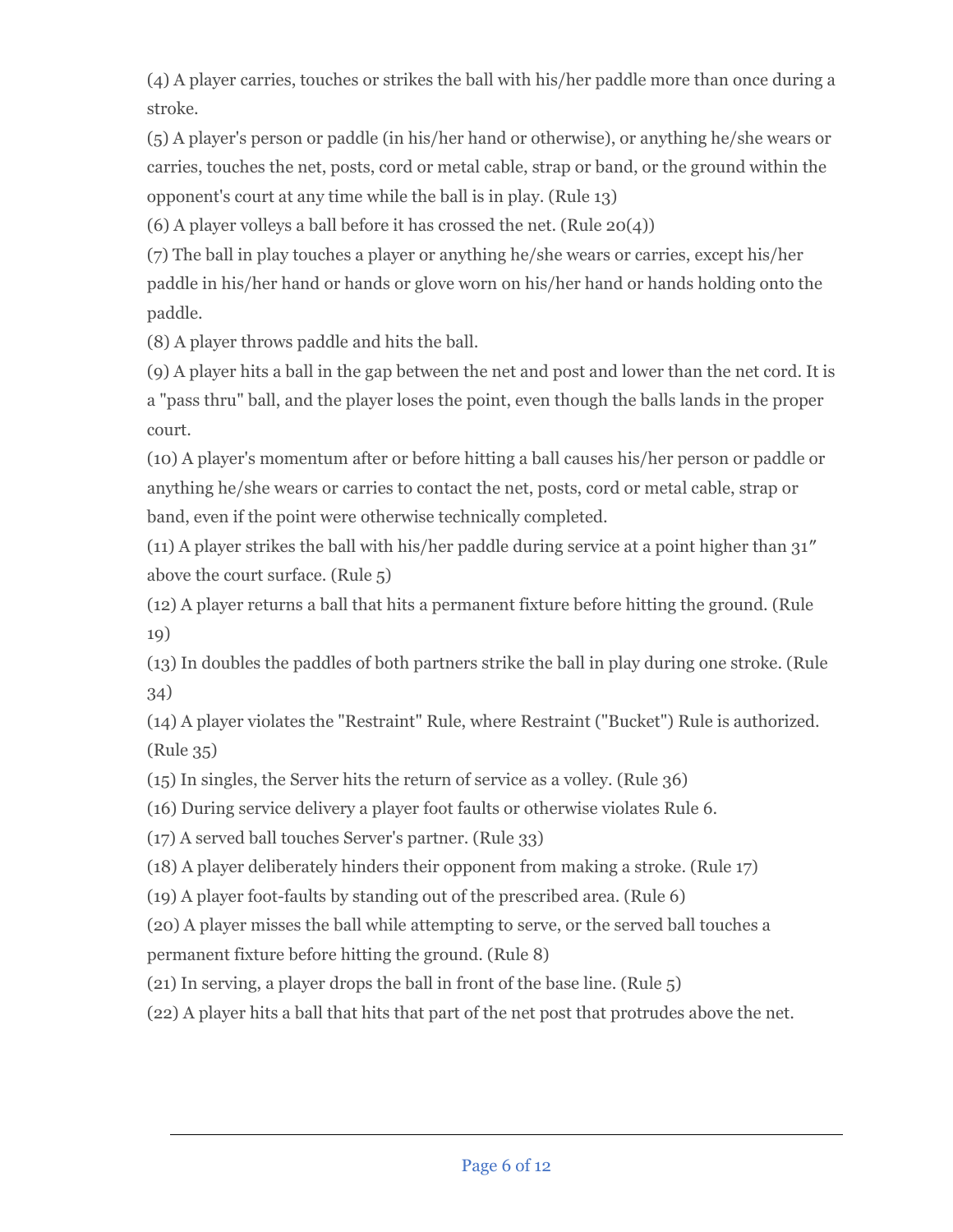(4) A player carries, touches or strikes the ball with his/her paddle more than once during a stroke.

(5) A player's person or paddle (in his/her hand or otherwise), or anything he/she wears or carries, touches the net, posts, cord or metal cable, strap or band, or the ground within the opponent's court at any time while the ball is in play. (Rule 13)

(6) A player volleys a ball before it has crossed the net. (Rule 20(4))

(7) The ball in play touches a player or anything he/she wears or carries, except his/her paddle in his/her hand or hands or glove worn on his/her hand or hands holding onto the paddle.

(8) A player throws paddle and hits the ball.

(9) A player hits a ball in the gap between the net and post and lower than the net cord. It is a "pass thru" ball, and the player loses the point, even though the balls lands in the proper court.

(10) A player's momentum after or before hitting a ball causes his/her person or paddle or anything he/she wears or carries to contact the net, posts, cord or metal cable, strap or band, even if the point were otherwise technically completed.

(11) A player strikes the ball with his/her paddle during service at a point higher than 31″ above the court surface. (Rule 5)

(12) A player returns a ball that hits a permanent fixture before hitting the ground. (Rule 19)

(13) In doubles the paddles of both partners strike the ball in play during one stroke. (Rule 34)

(14) A player violates the "Restraint" Rule, where Restraint ("Bucket") Rule is authorized. (Rule 35)

(15) In singles, the Server hits the return of service as a volley. (Rule 36)

(16) During service delivery a player foot faults or otherwise violates Rule 6.

(17) A served ball touches Server's partner. (Rule 33)

(18) A player deliberately hinders their opponent from making a stroke. (Rule 17)

(19) A player foot-faults by standing out of the prescribed area. (Rule 6)

(20) A player misses the ball while attempting to serve, or the served ball touches a permanent fixture before hitting the ground. (Rule 8)

(21) In serving, a player drops the ball in front of the base line. (Rule 5)

(22) A player hits a ball that hits that part of the net post that protrudes above the net.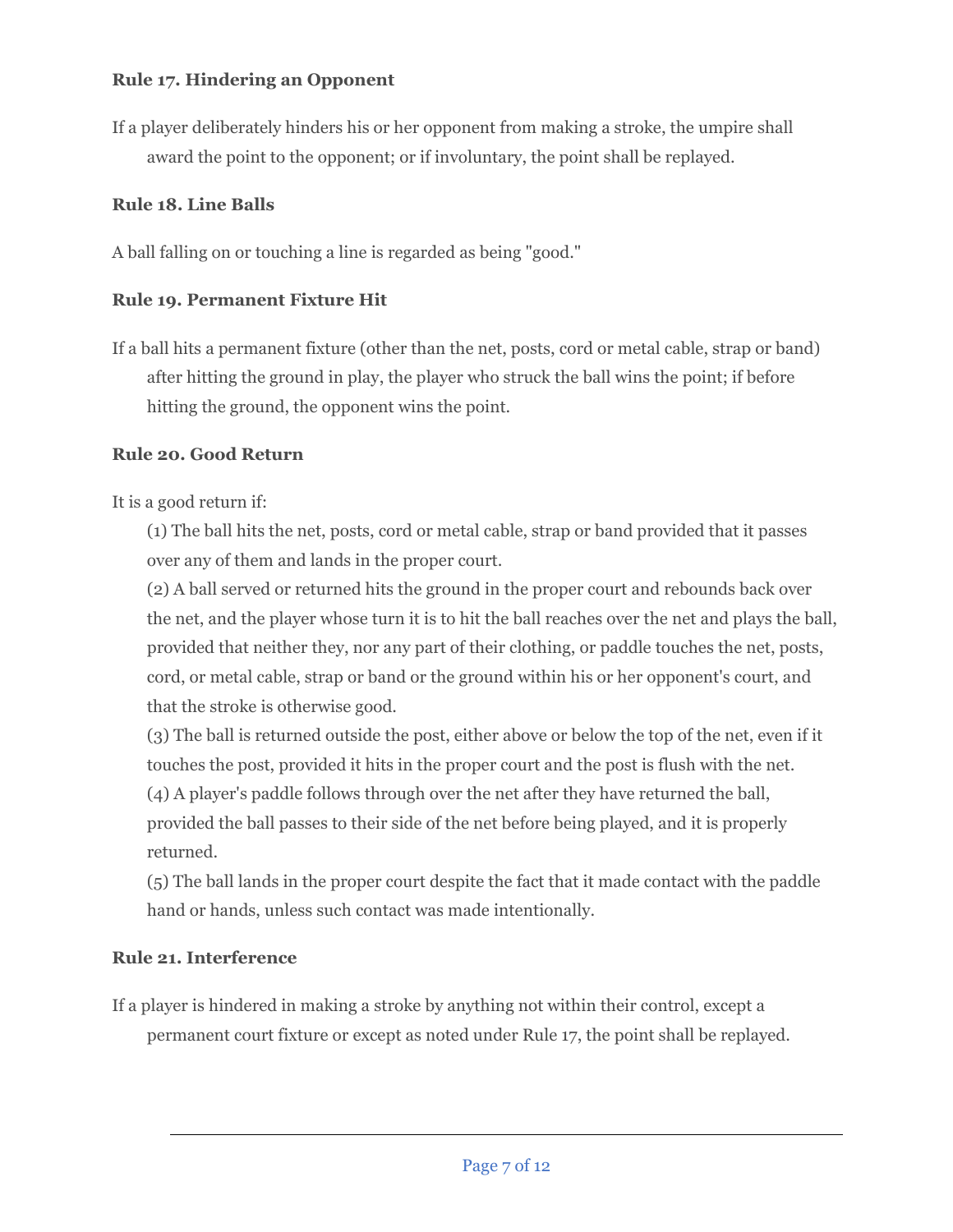**Rule 17. Hindering an Opponent**

If a player deliberately hinders his or her opponent from making a stroke, the umpire shall award the point to the opponent; or if involuntary, the point shall be replayed.

**Rule 18. Line Balls**

A ball falling on or touching a line is regarded as being "good."

**Rule 19. Permanent Fixture Hit**

If a ball hits a permanent fixture (other than the net, posts, cord or metal cable, strap or band) after hitting the ground in play, the player who struck the ball wins the point; if before hitting the ground, the opponent wins the point.

**Rule 20. Good Return**

It is a good return if:

(1) The ball hits the net, posts, cord or metal cable, strap or band provided that it passes over any of them and lands in the proper court.
(2) A ball served or returned hits the ground in the proper court and rebounds back over the net, and the player whose turn it is to hit the ball reaches over the net and plays the ball, provided that neither they, nor any part of their clothing, or paddle touches the net, posts, cord, or metal cable, strap or band or the ground within his or her opponent's court, and that the stroke is otherwise good.
(3) The ball is returned outside the post, either above or below the top of the net, even if it touches the post, provided it hits in the proper court and the post is flush with the net.
(4) A player's paddle follows through over the net after they have returned the ball, provided the ball passes to their side of the net before being played, and it is properly returned.
(5) The ball lands in the proper court despite the fact that it made contact with the paddle hand or hands, unless such contact was made intentionally.

**Rule 21. Interference**

If a player is hindered in making a stroke by anything not within their control, except a permanent court fixture or except as noted under Rule 17, the point shall be replayed.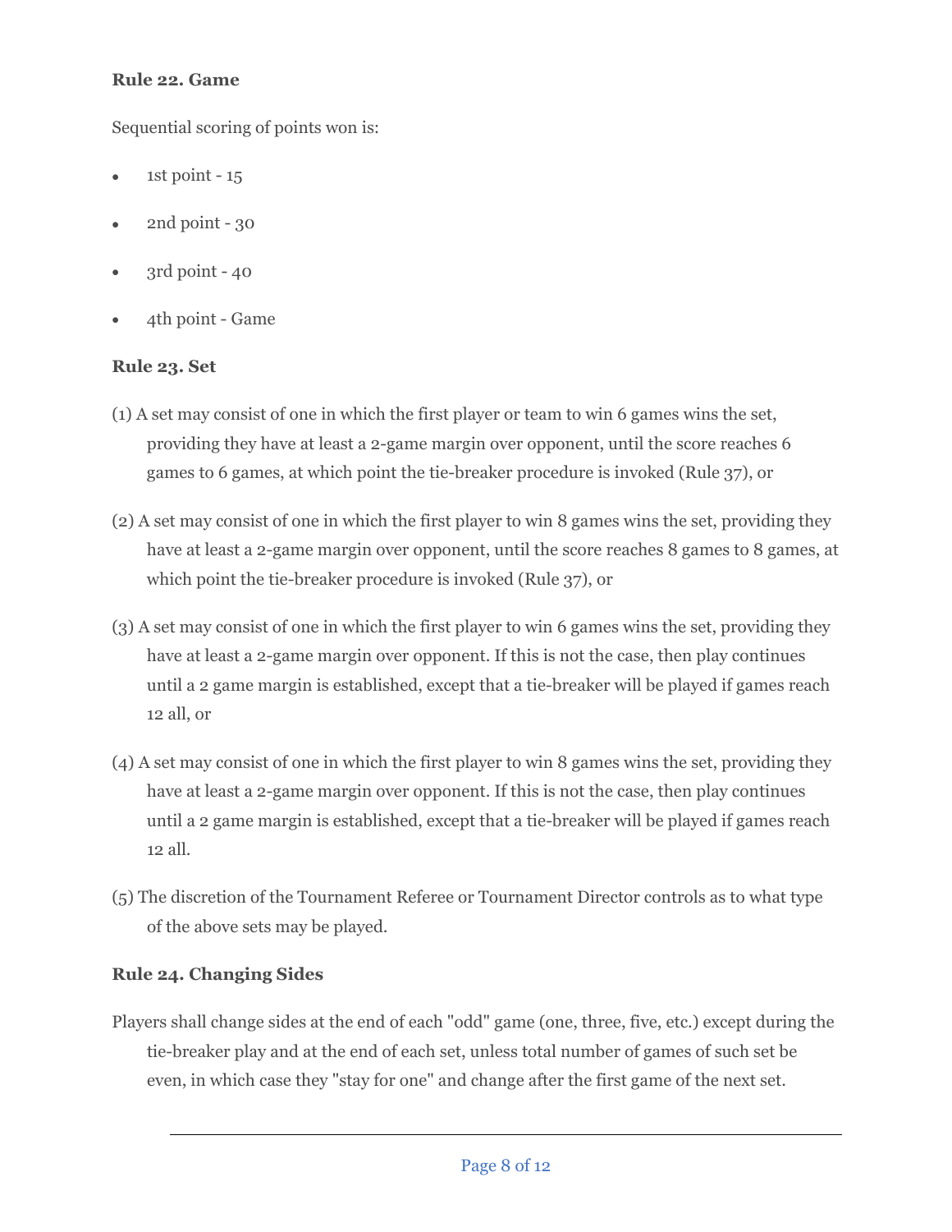**Rule 22. Game**

Sequential scoring of points won is:

- 1st point - 15
- 2nd point - 30
- 3rd point - 40
- 4th point - Game

**Rule 23. Set**

(1) A set may consist of one in which the first player or team to win 6 games wins the set, providing they have at least a 2-game margin over opponent, until the score reaches 6 games to 6 games, at which point the tie-breaker procedure is invoked (Rule 37), or

(2) A set may consist of one in which the first player to win 8 games wins the set, providing they have at least a 2-game margin over opponent, until the score reaches 8 games to 8 games, at which point the tie-breaker procedure is invoked (Rule 37), or

(3) A set may consist of one in which the first player to win 6 games wins the set, providing they have at least a 2-game margin over opponent. If this is not the case, then play continues until a 2 game margin is established, except that a tie-breaker will be played if games reach 12 all, or

(4) A set may consist of one in which the first player to win 8 games wins the set, providing they have at least a 2-game margin over opponent. If this is not the case, then play continues until a 2 game margin is established, except that a tie-breaker will be played if games reach 12 all.

(5) The discretion of the Tournament Referee or Tournament Director controls as to what type of the above sets may be played.

**Rule 24. Changing Sides**

Players shall change sides at the end of each "odd" game (one, three, five, etc.) except during the tie-breaker play and at the end of each set, unless total number of games of such set be even, in which case they "stay for one" and change after the first game of the next set.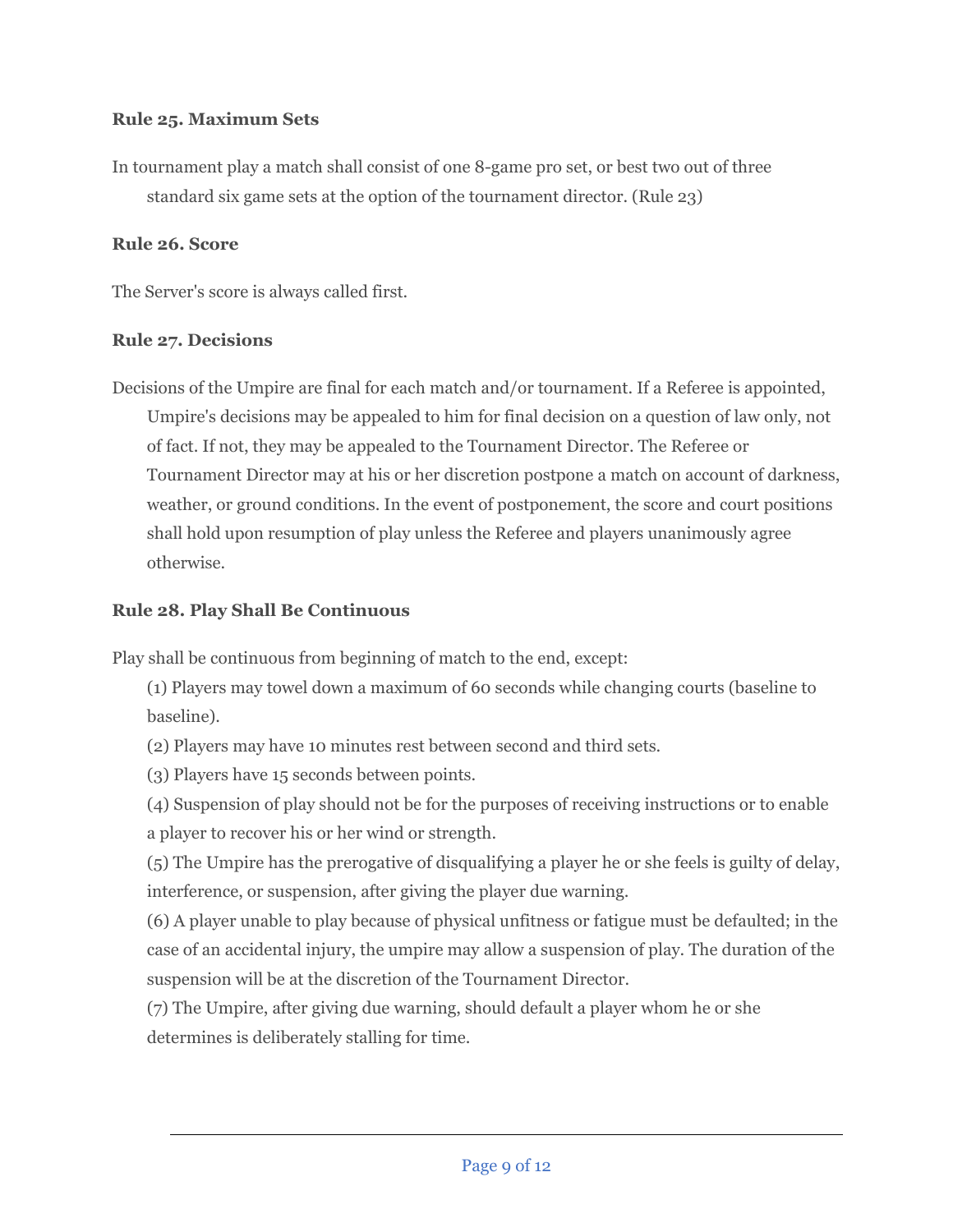**Rule 25. Maximum Sets**

In tournament play a match shall consist of one 8-game pro set, or best two out of three standard six game sets at the option of the tournament director. (Rule 23)

**Rule 26. Score**

The Server's score is always called first.

**Rule 27. Decisions**

Decisions of the Umpire are final for each match and/or tournament. If a Referee is appointed, Umpire's decisions may be appealed to him for final decision on a question of law only, not of fact. If not, they may be appealed to the Tournament Director. The Referee or Tournament Director may at his or her discretion postpone a match on account of darkness, weather, or ground conditions. In the event of postponement, the score and court positions shall hold upon resumption of play unless the Referee and players unanimously agree otherwise.

**Rule 28. Play Shall Be Continuous**

Play shall be continuous from beginning of match to the end, except:

(1) Players may towel down a maximum of 60 seconds while changing courts (baseline to baseline).

(2) Players may have 10 minutes rest between second and third sets.

(3) Players have 15 seconds between points.

(4) Suspension of play should not be for the purposes of receiving instructions or to enable a player to recover his or her wind or strength.

(5) The Umpire has the prerogative of disqualifying a player he or she feels is guilty of delay, interference, or suspension, after giving the player due warning.

(6) A player unable to play because of physical unfitness or fatigue must be defaulted; in the case of an accidental injury, the umpire may allow a suspension of play. The duration of the suspension will be at the discretion of the Tournament Director.

(7) The Umpire, after giving due warning, should default a player whom he or she determines is deliberately stalling for time.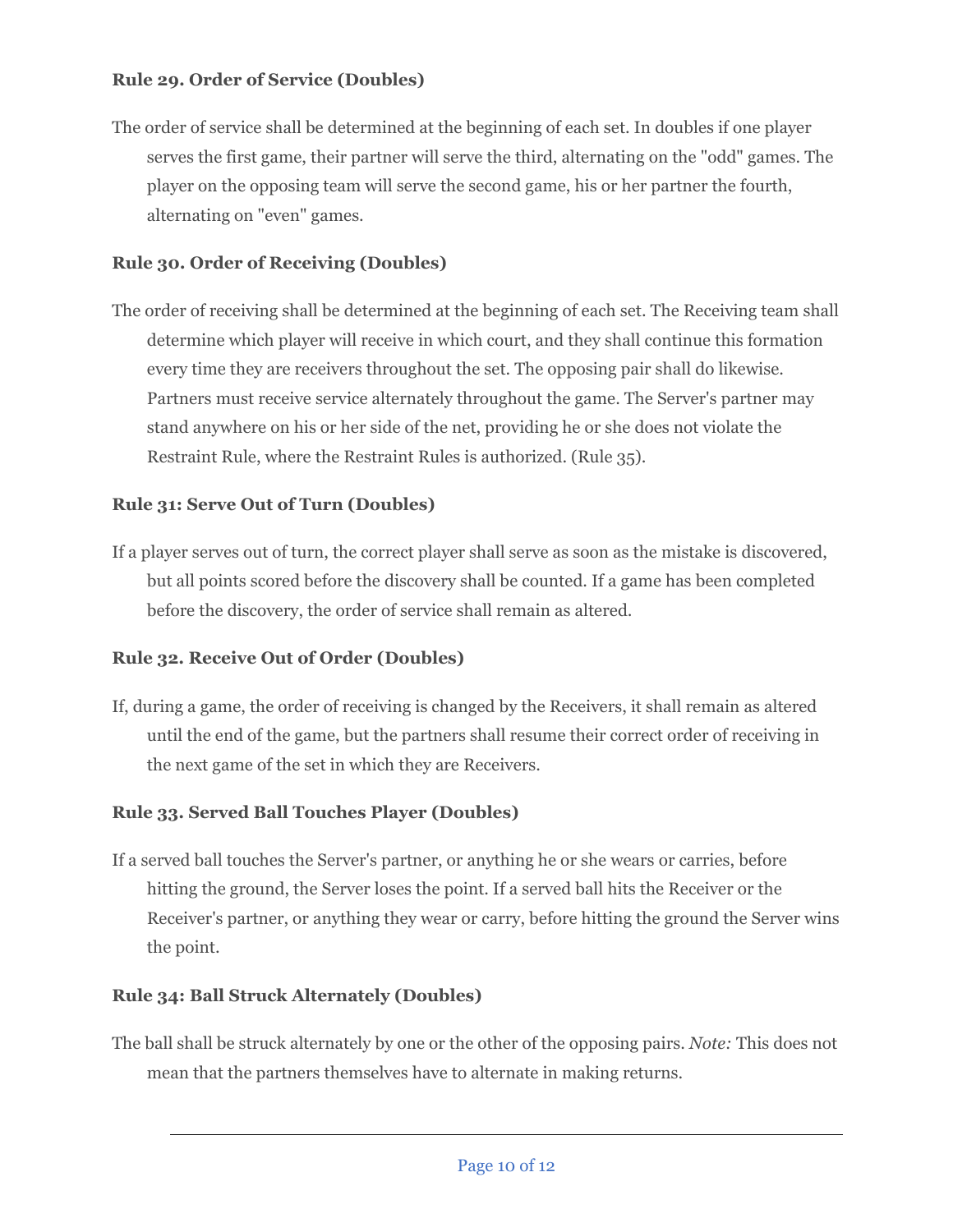### Rule 29. Order of Service (Doubles)

The order of service shall be determined at the beginning of each set. In doubles if one player serves the first game, their partner will serve the third, alternating on the "odd" games. The player on the opposing team will serve the second game, his or her partner the fourth, alternating on "even" games.

### Rule 30. Order of Receiving (Doubles)

The order of receiving shall be determined at the beginning of each set. The Receiving team shall determine which player will receive in which court, and they shall continue this formation every time they are receivers throughout the set. The opposing pair shall do likewise. Partners must receive service alternately throughout the game. The Server's partner may stand anywhere on his or her side of the net, providing he or she does not violate the Restraint Rule, where the Restraint Rules is authorized. (Rule 35).

### Rule 31: Serve Out of Turn (Doubles)

If a player serves out of turn, the correct player shall serve as soon as the mistake is discovered, but all points scored before the discovery shall be counted. If a game has been completed before the discovery, the order of service shall remain as altered.

### Rule 32. Receive Out of Order (Doubles)

If, during a game, the order of receiving is changed by the Receivers, it shall remain as altered until the end of the game, but the partners shall resume their correct order of receiving in the next game of the set in which they are Receivers.

### Rule 33. Served Ball Touches Player (Doubles)

If a served ball touches the Server's partner, or anything he or she wears or carries, before hitting the ground, the Server loses the point. If a served ball hits the Receiver or the Receiver's partner, or anything they wear or carry, before hitting the ground the Server wins the point.

### Rule 34: Ball Struck Alternately (Doubles)

The ball shall be struck alternately by one or the other of the opposing pairs. *Note:* This does not mean that the partners themselves have to alternate in making returns.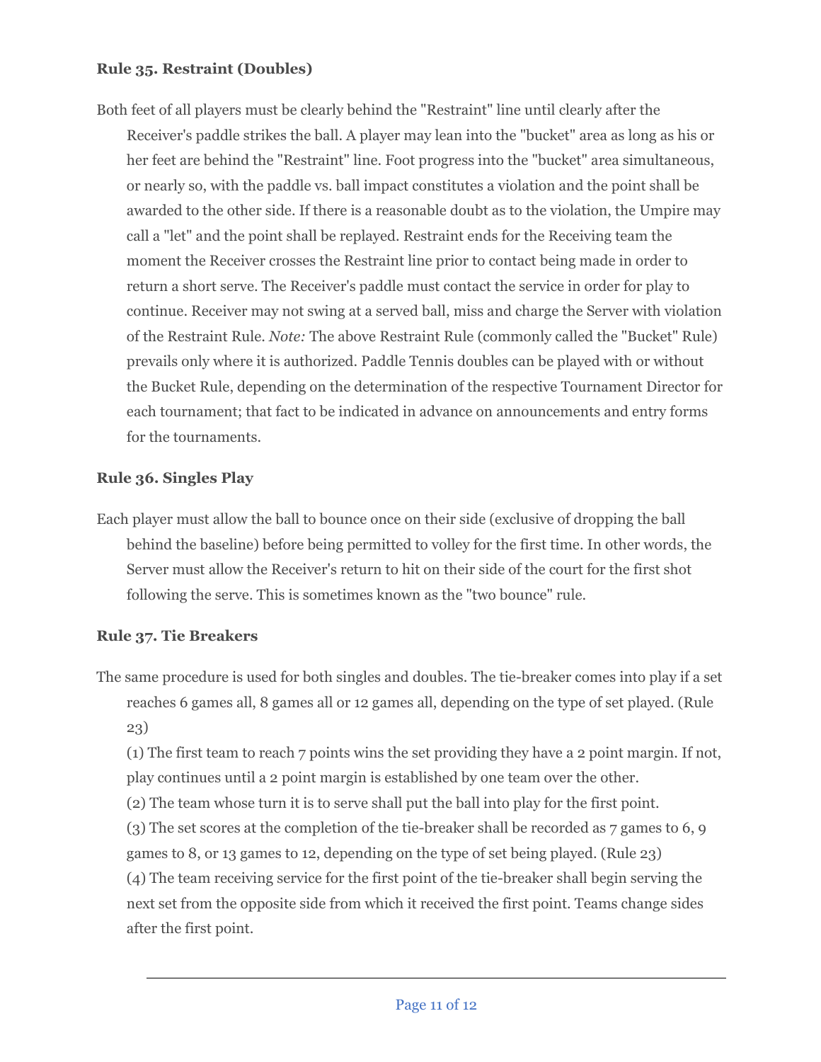**Rule 35. Restraint (Doubles)**

Both feet of all players must be clearly behind the "Restraint" line until clearly after the Receiver's paddle strikes the ball. A player may lean into the "bucket" area as long as his or her feet are behind the "Restraint" line. Foot progress into the "bucket" area simultaneous, or nearly so, with the paddle vs. ball impact constitutes a violation and the point shall be awarded to the other side. If there is a reasonable doubt as to the violation, the Umpire may call a "let" and the point shall be replayed. Restraint ends for the Receiving team the moment the Receiver crosses the Restraint line prior to contact being made in order to return a short serve. The Receiver's paddle must contact the service in order for play to continue. Receiver may not swing at a served ball, miss and charge the Server with violation of the Restraint Rule. *Note:* The above Restraint Rule (commonly called the "Bucket" Rule) prevails only where it is authorized. Paddle Tennis doubles can be played with or without the Bucket Rule, depending on the determination of the respective Tournament Director for each tournament; that fact to be indicated in advance on announcements and entry forms for the tournaments.

**Rule 36. Singles Play**

Each player must allow the ball to bounce once on their side (exclusive of dropping the ball behind the baseline) before being permitted to volley for the first time. In other words, the Server must allow the Receiver's return to hit on their side of the court for the first shot following the serve. This is sometimes known as the "two bounce" rule.

**Rule 37. Tie Breakers**

The same procedure is used for both singles and doubles. The tie-breaker comes into play if a set reaches 6 games all, 8 games all or 12 games all, depending on the type of set played. (Rule 23)

(1) The first team to reach 7 points wins the set providing they have a 2 point margin. If not, play continues until a 2 point margin is established by one team over the other.

(2) The team whose turn it is to serve shall put the ball into play for the first point.

(3) The set scores at the completion of the tie-breaker shall be recorded as 7 games to 6, 9 games to 8, or 13 games to 12, depending on the type of set being played. (Rule 23)

(4) The team receiving service for the first point of the tie-breaker shall begin serving the next set from the opposite side from which it received the first point. Teams change sides after the first point.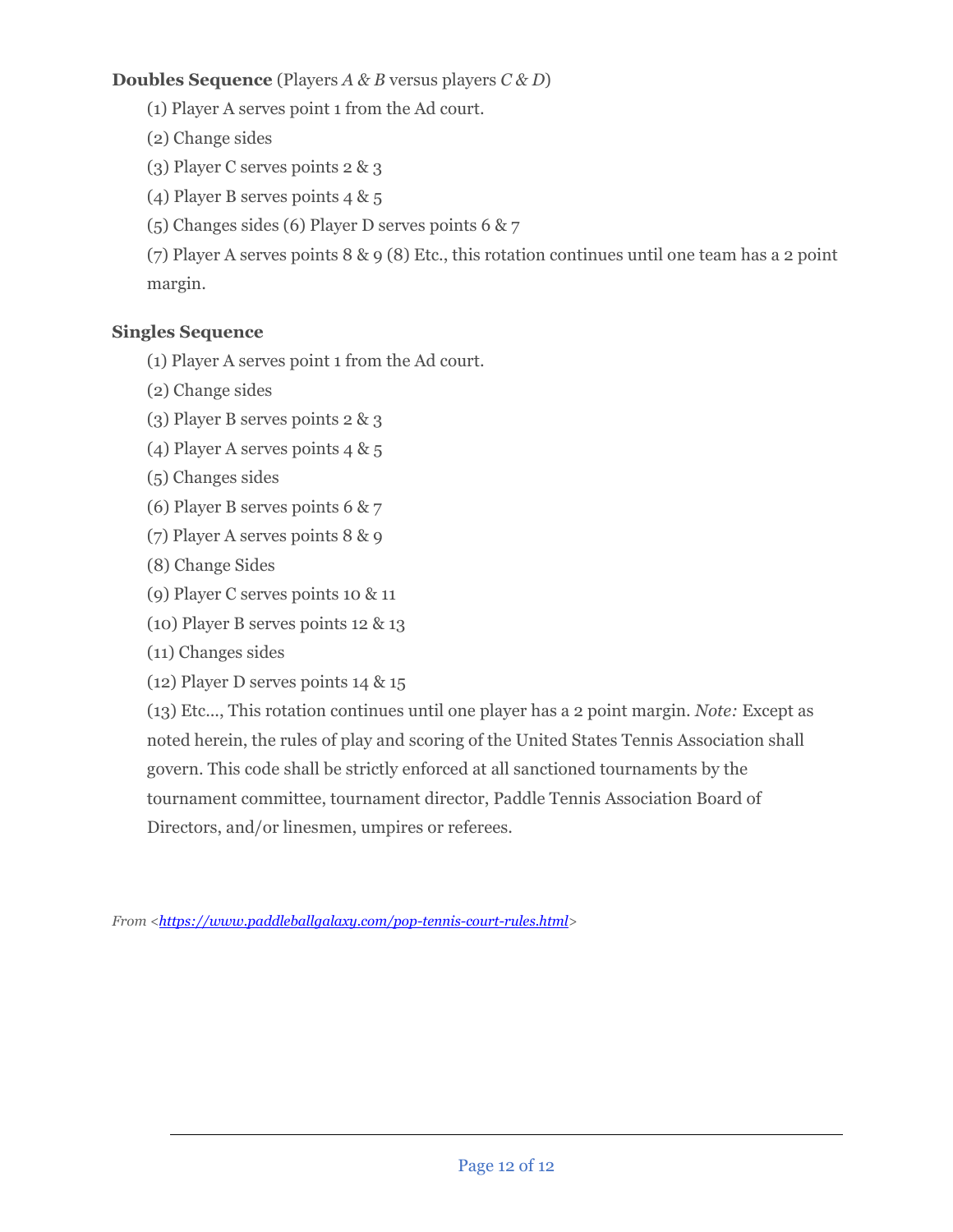**Doubles Sequence** (Players *A & B* versus players *C & D*)

(1) Player A serves point 1 from the Ad court.

(2) Change sides

(3) Player C serves points 2 & 3

(4) Player B serves points 4 & 5

(5) Changes sides (6) Player D serves points 6 & 7

(7) Player A serves points 8 & 9 (8) Etc., this rotation continues until one team has a 2 point margin.

**Singles Sequence**

(1) Player A serves point 1 from the Ad court.

(2) Change sides

(3) Player B serves points 2 & 3

(4) Player A serves points 4 & 5

(5) Changes sides

(6) Player B serves points 6 & 7

(7) Player A serves points 8 & 9

(8) Change Sides

(9) Player C serves points 10 & 11

(10) Player B serves points 12 & 13

(11) Changes sides

(12) Player D serves points 14 & 15

(13) Etc..., This rotation continues until one player has a 2 point margin. *Note:* Except as noted herein, the rules of play and scoring of the United States Tennis Association shall govern. This code shall be strictly enforced at all sanctioned tournaments by the tournament committee, tournament director, Paddle Tennis Association Board of Directors, and/or linesmen, umpires or referees.

*From <[https://www.paddleballgalaxy.com/pop-tennis-court-rules.html](https://www.paddleballgalaxy.com/pop-tennis-court-rules.html)>*